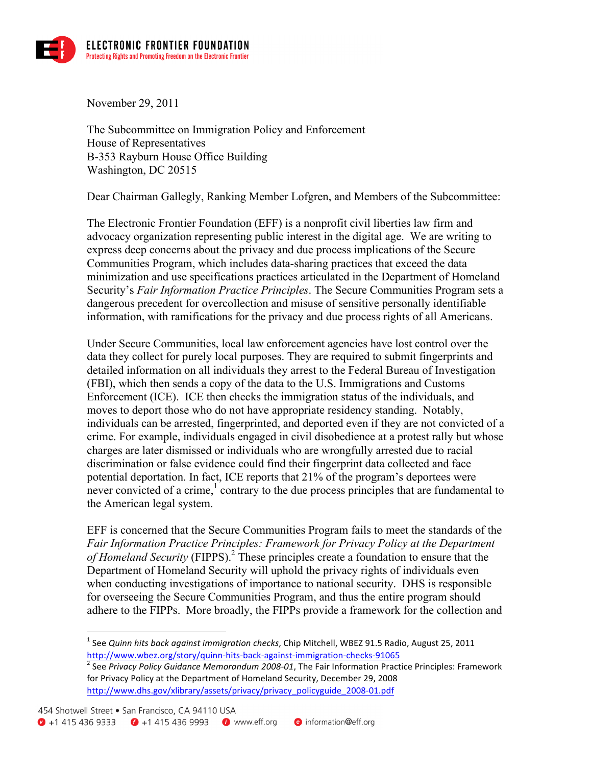**ELECTRONIC FRONTIER FOUNDATION**
Protecting Rights and Promoting Freedom on the Electronic Frontier

November 29, 2011

The Subcommittee on Immigration Policy and Enforcement
House of Representatives
B-353 Rayburn House Office Building
Washington, DC 20515

Dear Chairman Gallegly, Ranking Member Lofgren, and Members of the Subcommittee:

The Electronic Frontier Foundation (EFF) is a nonprofit civil liberties law firm and advocacy organization representing public interest in the digital age. We are writing to express deep concerns about the privacy and due process implications of the Secure Communities Program, which includes data-sharing practices that exceed the data minimization and use specifications practices articulated in the Department of Homeland Security's *Fair Information Practice Principles*. The Secure Communities Program sets a dangerous precedent for overcollection and misuse of sensitive personally identifiable information, with ramifications for the privacy and due process rights of all Americans.

Under Secure Communities, local law enforcement agencies have lost control over the data they collect for purely local purposes. They are required to submit fingerprints and detailed information on all individuals they arrest to the Federal Bureau of Investigation (FBI), which then sends a copy of the data to the U.S. Immigrations and Customs Enforcement (ICE). ICE then checks the immigration status of the individuals, and moves to deport those who do not have appropriate residency standing. Notably, individuals can be arrested, fingerprinted, and deported even if they are not convicted of a crime. For example, individuals engaged in civil disobedience at a protest rally but whose charges are later dismissed or individuals who are wrongfully arrested due to racial discrimination or false evidence could find their fingerprint data collected and face potential deportation. In fact, ICE reports that 21% of the program's deportees were never convicted of a crime,[1] contrary to the due process principles that are fundamental to the American legal system.

EFF is concerned that the Secure Communities Program fails to meet the standards of the *Fair Information Practice Principles: Framework for Privacy Policy at the Department of Homeland Security* (FIPPS).[2] These principles create a foundation to ensure that the Department of Homeland Security will uphold the privacy rights of individuals even when conducting investigations of importance to national security. DHS is responsible for overseeing the Secure Communities Program, and thus the entire program should adhere to the FIPPs. More broadly, the FIPPs provide a framework for the collection and

---

[1] See *Quinn hits back against immigration checks*, Chip Mitchell, WBEZ 91.5 Radio, August 25, 2011 http://www.wbez.org/story/quinn-hits-back-against-immigration-checks-91065

[2] See *Privacy Policy Guidance Memorandum 2008-01*, The Fair Information Practice Principles: Framework for Privacy Policy at the Department of Homeland Security, December 29, 2008 http://www.dhs.gov/xlibrary/assets/privacy/privacy_policyguide_2008-01.pdf

454 Shotwell Street • San Francisco, CA 94110 USA
+1 415 436 9333 +1 415 436 9993 www.eff.org information@eff.org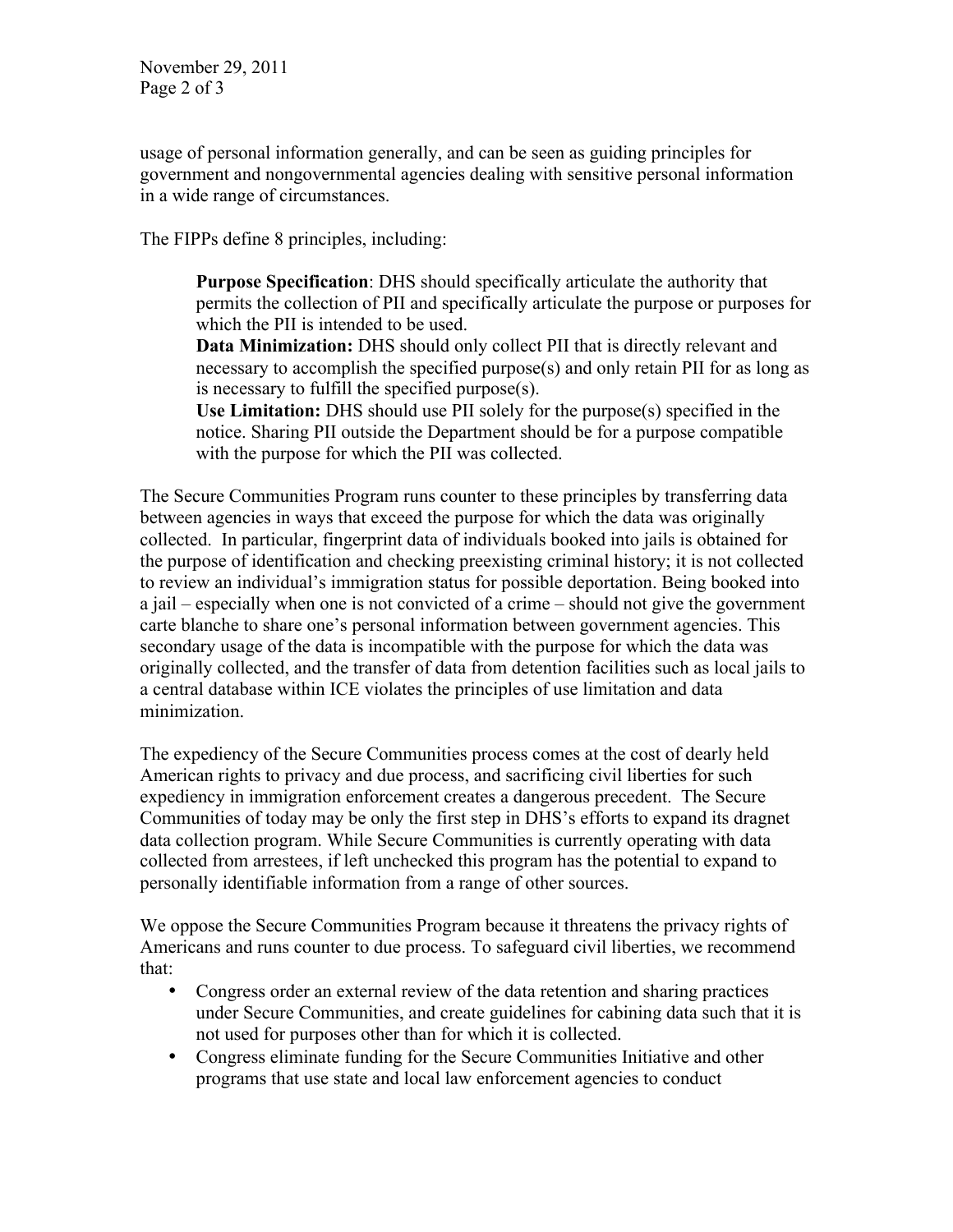usage of personal information generally, and can be seen as guiding principles for government and nongovernmental agencies dealing with sensitive personal information in a wide range of circumstances.

The FIPPs define 8 principles, including:

> **Purpose Specification**: DHS should specifically articulate the authority that permits the collection of PII and specifically articulate the purpose or purposes for which the PII is intended to be used.
> **Data Minimization:** DHS should only collect PII that is directly relevant and necessary to accomplish the specified purpose(s) and only retain PII for as long as is necessary to fulfill the specified purpose(s).
> **Use Limitation:** DHS should use PII solely for the purpose(s) specified in the notice. Sharing PII outside the Department should be for a purpose compatible with the purpose for which the PII was collected.

The Secure Communities Program runs counter to these principles by transferring data between agencies in ways that exceed the purpose for which the data was originally collected. In particular, fingerprint data of individuals booked into jails is obtained for the purpose of identification and checking preexisting criminal history; it is not collected to review an individual's immigration status for possible deportation. Being booked into a jail – especially when one is not convicted of a crime – should not give the government carte blanche to share one's personal information between government agencies. This secondary usage of the data is incompatible with the purpose for which the data was originally collected, and the transfer of data from detention facilities such as local jails to a central database within ICE violates the principles of use limitation and data minimization.

The expediency of the Secure Communities process comes at the cost of dearly held American rights to privacy and due process, and sacrificing civil liberties for such expediency in immigration enforcement creates a dangerous precedent. The Secure Communities of today may be only the first step in DHS's efforts to expand its dragnet data collection program. While Secure Communities is currently operating with data collected from arrestees, if left unchecked this program has the potential to expand to personally identifiable information from a range of other sources.

We oppose the Secure Communities Program because it threatens the privacy rights of Americans and runs counter to due process. To safeguard civil liberties, we recommend that:

- Congress order an external review of the data retention and sharing practices under Secure Communities, and create guidelines for cabining data such that it is not used for purposes other than for which it is collected.
- Congress eliminate funding for the Secure Communities Initiative and other programs that use state and local law enforcement agencies to conduct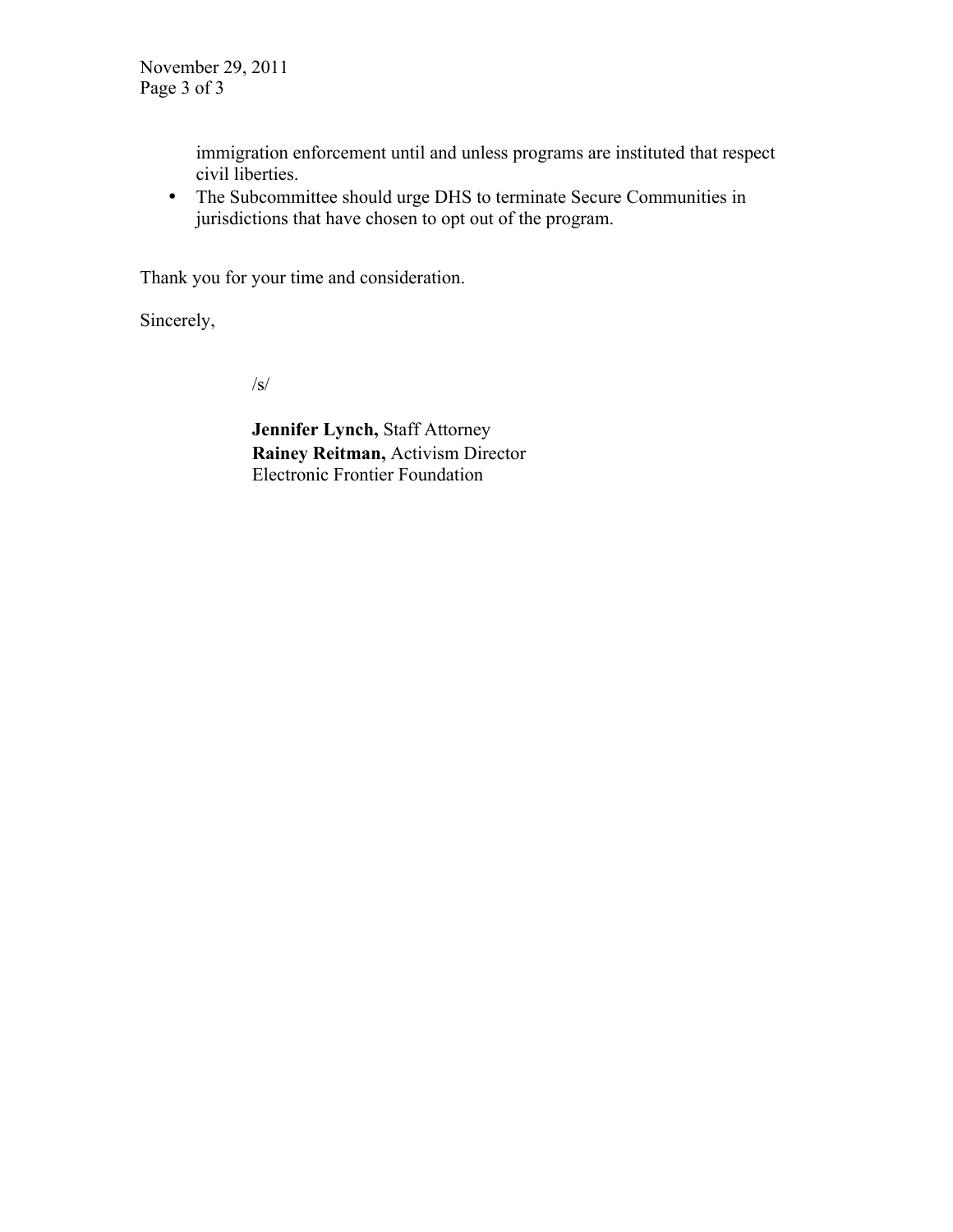immigration enforcement until and unless programs are instituted that respect civil liberties.

- The Subcommittee should urge DHS to terminate Secure Communities in jurisdictions that have chosen to opt out of the program.

Thank you for your time and consideration.

Sincerely,

/s/

**Jennifer Lynch,** Staff Attorney
**Rainey Reitman,** Activism Director
Electronic Frontier Foundation